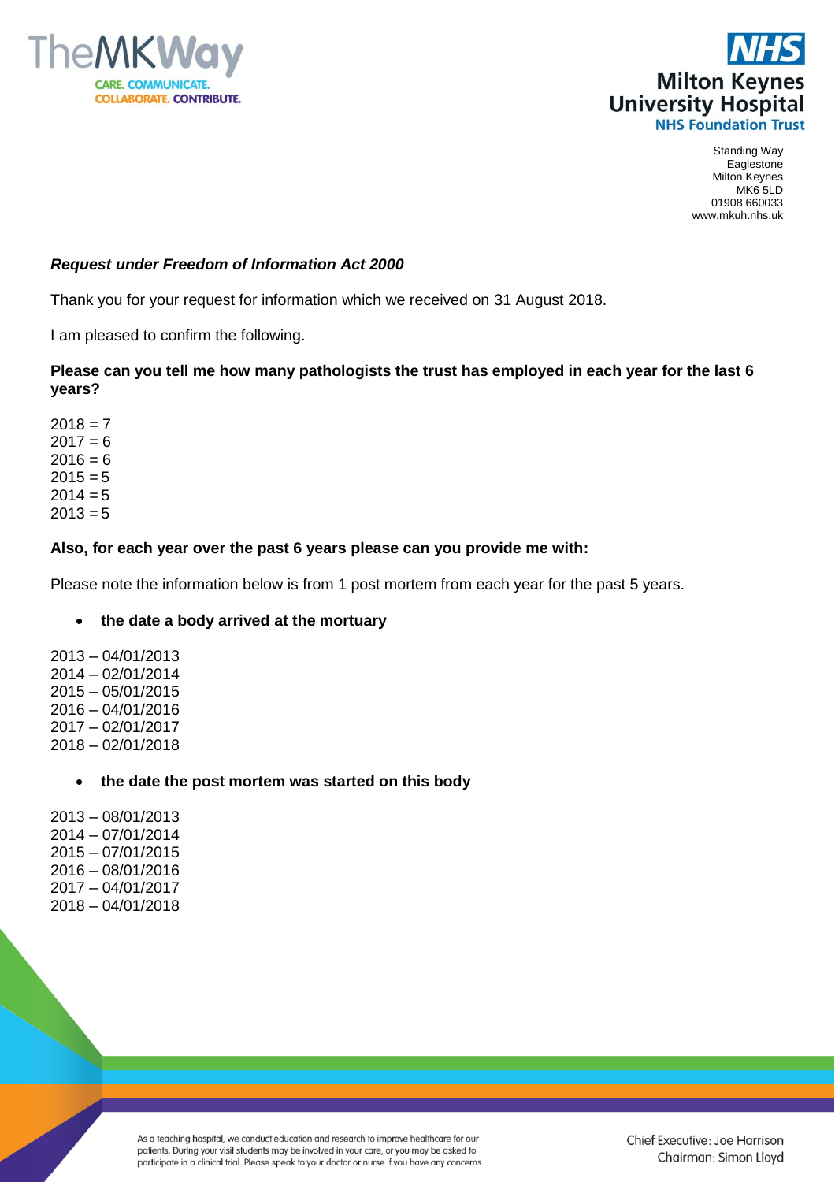Standing Way
Eaglestone
Milton Keynes
MK6 5LD
01908 660033
www.mkuh.nhs.uk

***Request under Freedom of Information Act 2000***

Thank you for your request for information which we received on 31 August 2018.

I am pleased to confirm the following.

**Please can you tell me how many pathologists the trust has employed in each year for the last 6 years?**

2018 = 7
2017 = 6
2016 = 6
2015 = 5
2014 = 5
2013 = 5

**Also, for each year over the past 6 years please can you provide me with:**

Please note the information below is from 1 post mortem from each year for the past 5 years.

- **the date a body arrived at the mortuary**

2013 – 04/01/2013
2014 – 02/01/2014
2015 – 05/01/2015
2016 – 04/01/2016
2017 – 02/01/2017
2018 – 02/01/2018

- **the date the post mortem was started on this body**

2013 – 08/01/2013
2014 – 07/01/2014
2015 – 07/01/2015
2016 – 08/01/2016
2017 – 04/01/2017
2018 – 04/01/2018

As a teaching hospital, we conduct education and research to improve healthcare for our patients. During your visit students may be involved in your care, or you may be asked to participate in a clinical trial. Please speak to your doctor or nurse if you have any concerns.

Chief Executive: Joe Harrison
Chairman: Simon Lloyd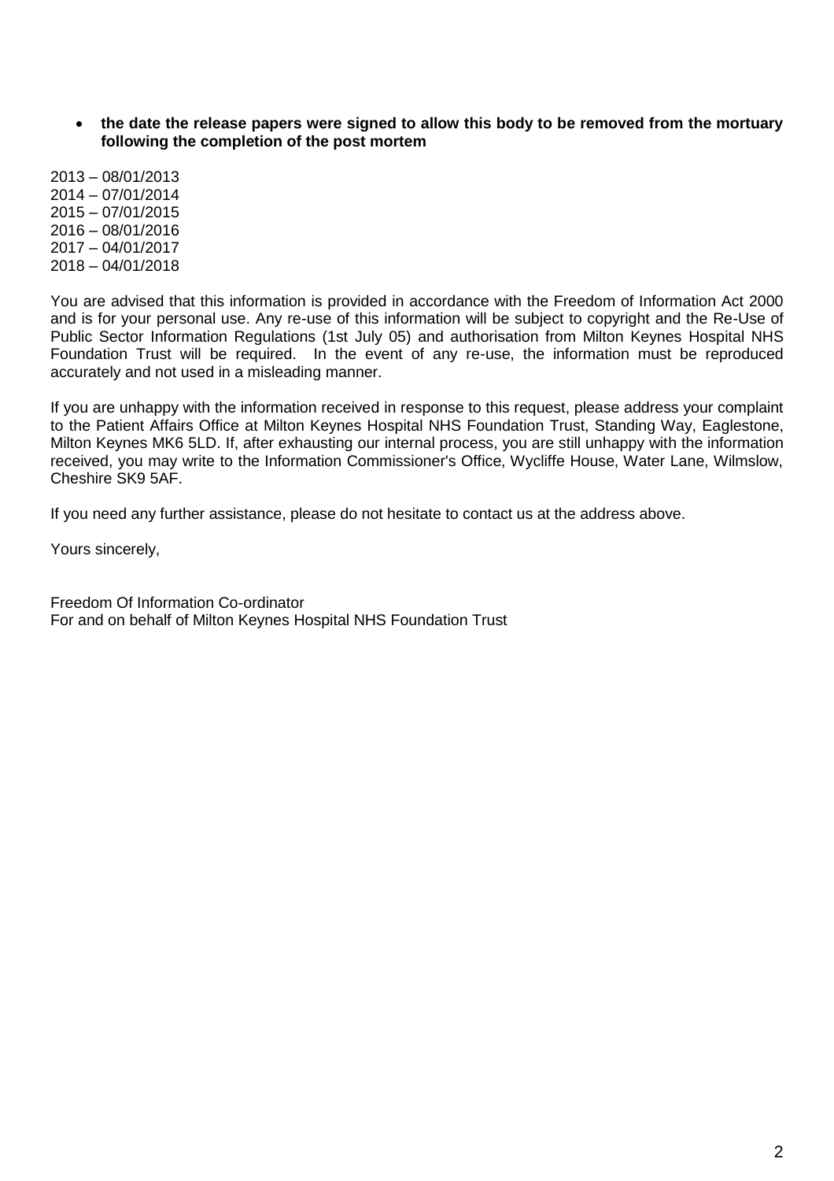- **the date the release papers were signed to allow this body to be removed from the mortuary following the completion of the post mortem**

2013 – 08/01/2013
2014 – 07/01/2014
2015 – 07/01/2015
2016 – 08/01/2016
2017 – 04/01/2017
2018 – 04/01/2018

You are advised that this information is provided in accordance with the Freedom of Information Act 2000 and is for your personal use. Any re-use of this information will be subject to copyright and the Re-Use of Public Sector Information Regulations (1st July 05) and authorisation from Milton Keynes Hospital NHS Foundation Trust will be required. In the event of any re-use, the information must be reproduced accurately and not used in a misleading manner.

If you are unhappy with the information received in response to this request, please address your complaint to the Patient Affairs Office at Milton Keynes Hospital NHS Foundation Trust, Standing Way, Eaglestone, Milton Keynes MK6 5LD. If, after exhausting our internal process, you are still unhappy with the information received, you may write to the Information Commissioner's Office, Wycliffe House, Water Lane, Wilmslow, Cheshire SK9 5AF.

If you need any further assistance, please do not hesitate to contact us at the address above.

Yours sincerely,

Freedom Of Information Co-ordinator
For and on behalf of Milton Keynes Hospital NHS Foundation Trust